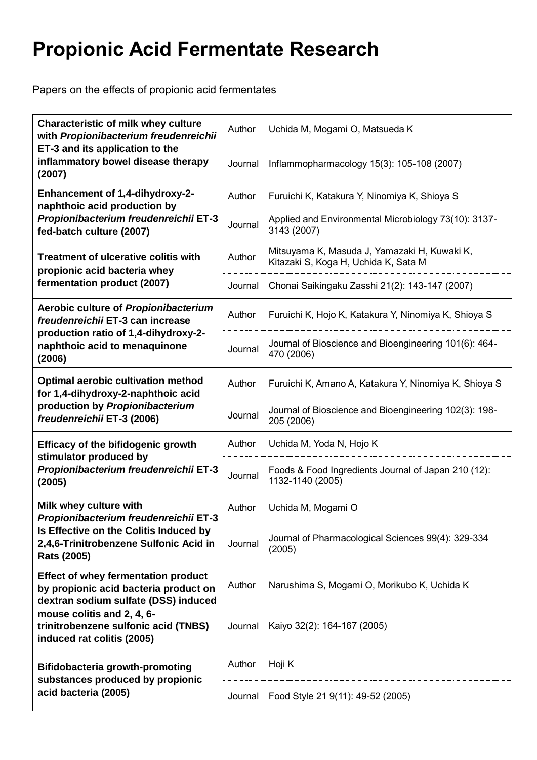# Propionic Acid Fermentate Research

Papers on the effects of propionic acid fermentates

| Title | | |
|---|---|---|
| **Characteristic of milk whey culture with *Propionibacterium freudenreichii* ET-3 and its application to the inflammatory bowel disease therapy (2007)** | Author | Uchida M, Mogami O, Matsueda K |
| | Journal | Inflammopharmacology 15(3): 105-108 (2007) |
| **Enhancement of 1,4-dihydroxy-2-naphthoic acid production by *Propionibacterium freudenreichii* ET-3 fed-batch culture (2007)** | Author | Furuichi K, Katakura Y, Ninomiya K, Shioya S |
| | Journal | Applied and Environmental Microbiology 73(10): 3137-3143 (2007) |
| **Treatment of ulcerative colitis with propionic acid bacteria whey fermentation product (2007)** | Author | Mitsuyama K, Masuda J, Yamazaki H, Kuwaki K, Kitazaki S, Koga H, Uchida K, Sata M |
| | Journal | Chonai Saikingaku Zasshi 21(2): 143-147 (2007) |
| **Aerobic culture of *Propionibacterium freudenreichii* ET-3 can increase production ratio of 1,4-dihydroxy-2-naphthoic acid to menaquinone (2006)** | Author | Furuichi K, Hojo K, Katakura Y, Ninomiya K, Shioya S |
| | Journal | Journal of Bioscience and Bioengineering 101(6): 464-470 (2006) |
| **Optimal aerobic cultivation method for 1,4-dihydroxy-2-naphthoic acid production by *Propionibacterium freudenreichii* ET-3 (2006)** | Author | Furuichi K, Amano A, Katakura Y, Ninomiya K, Shioya S |
| | Journal | Journal of Bioscience and Bioengineering 102(3): 198-205 (2006) |
| **Efficacy of the bifidogenic growth stimulator produced by *Propionibacterium freudenreichii* ET-3 (2005)** | Author | Uchida M, Yoda N, Hojo K |
| | Journal | Foods & Food Ingredients Journal of Japan 210 (12): 1132-1140 (2005) |
| **Milk whey culture with *Propionibacterium freudenreichii* ET-3 Is Effective on the Colitis Induced by 2,4,6-Trinitrobenzene Sulfonic Acid in Rats (2005)** | Author | Uchida M, Mogami O |
| | Journal | Journal of Pharmacological Sciences 99(4): 329-334 (2005) |
| **Effect of whey fermentation product by propionic acid bacteria product on dextran sodium sulfate (DSS) induced mouse colitis and 2, 4, 6-trinitrobenzene sulfonic acid (TNBS) induced rat colitis (2005)** | Author | Narushima S, Mogami O, Morikubo K, Uchida K |
| | Journal | Kaiyo 32(2): 164-167 (2005) |
| **Bifidobacteria growth-promoting substances produced by propionic acid bacteria (2005)** | Author | Hoji K |
| | Journal | Food Style 21 9(11): 49-52 (2005) |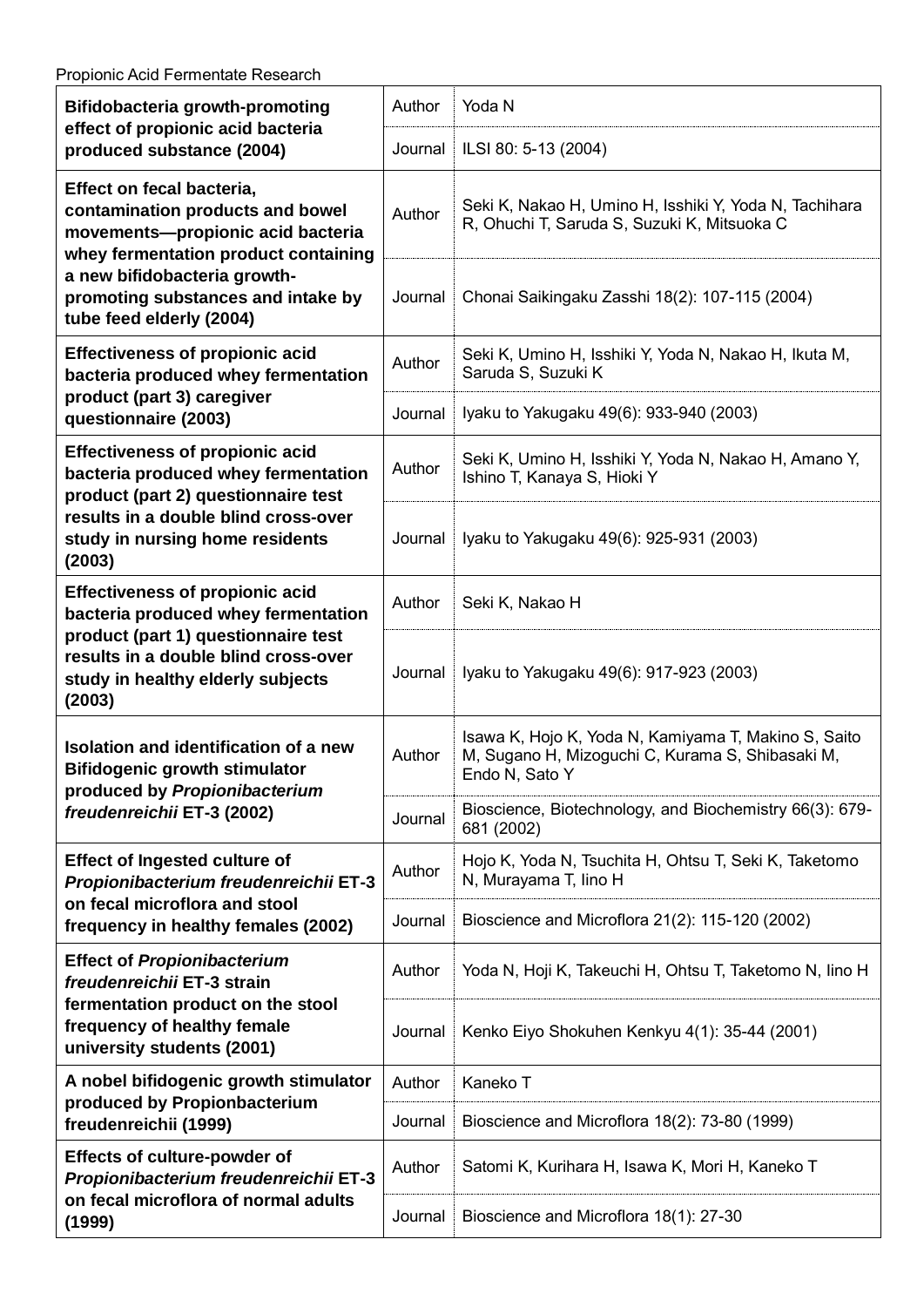Propionic Acid Fermentate Research

| | | |
|---|---|---|
| **Bifidobacteria growth-promoting effect of propionic acid bacteria produced substance (2004)** | Author | Yoda N |
| | Journal | ILSI 80: 5-13 (2004) |
| **Effect on fecal bacteria, contamination products and bowel movements—propionic acid bacteria whey fermentation product containing a new bifidobacteria growth-promoting substances and intake by tube feed elderly (2004)** | Author | Seki K, Nakao H, Umino H, Isshiki Y, Yoda N, Tachihara R, Ohuchi T, Saruda S, Suzuki K, Mitsuoka C |
| | Journal | Chonai Saikingaku Zasshi 18(2): 107-115 (2004) |
| **Effectiveness of propionic acid bacteria produced whey fermentation product (part 3) caregiver questionnaire (2003)** | Author | Seki K, Umino H, Isshiki Y, Yoda N, Nakao H, Ikuta M, Saruda S, Suzuki K |
| | Journal | Iyaku to Yakugaku 49(6): 933-940 (2003) |
| **Effectiveness of propionic acid bacteria produced whey fermentation product (part 2) questionnaire test results in a double blind cross-over study in nursing home residents (2003)** | Author | Seki K, Umino H, Isshiki Y, Yoda N, Nakao H, Amano Y, Ishino T, Kanaya S, Hioki Y |
| | Journal | Iyaku to Yakugaku 49(6): 925-931 (2003) |
| **Effectiveness of propionic acid bacteria produced whey fermentation product (part 1) questionnaire test results in a double blind cross-over study in healthy elderly subjects (2003)** | Author | Seki K, Nakao H |
| | Journal | Iyaku to Yakugaku 49(6): 917-923 (2003) |
| **Isolation and identification of a new Bifidogenic growth stimulator produced by *Propionibacterium freudenreichii* ET-3 (2002)** | Author | Isawa K, Hojo K, Yoda N, Kamiyama T, Makino S, Saito M, Sugano H, Mizoguchi C, Kurama S, Shibasaki M, Endo N, Sato Y |
| | Journal | Bioscience, Biotechnology, and Biochemistry 66(3): 679-681 (2002) |
| **Effect of Ingested culture of *Propionibacterium freudenreichii* ET-3 on fecal microflora and stool frequency in healthy females (2002)** | Author | Hojo K, Yoda N, Tsuchita H, Ohtsu T, Seki K, Taketomo N, Murayama T, Iino H |
| | Journal | Bioscience and Microflora 21(2): 115-120 (2002) |
| **Effect of *Propionibacterium freudenreichii* ET-3 strain fermentation product on the stool frequency of healthy female university students (2001)** | Author | Yoda N, Hoji K, Takeuchi H, Ohtsu T, Taketomo N, Iino H |
| | Journal | Kenko Eiyo Shokuhen Kenkyu 4(1): 35-44 (2001) |
| **A nobel bifidogenic growth stimulator produced by Propionbacterium freudenreichii (1999)** | Author | Kaneko T |
| | Journal | Bioscience and Microflora 18(2): 73-80 (1999) |
| **Effects of culture-powder of *Propionibacterium freudenreichii* ET-3 on fecal microflora of normal adults (1999)** | Author | Satomi K, Kurihara H, Isawa K, Mori H, Kaneko T |
| | Journal | Bioscience and Microflora 18(1): 27-30 |